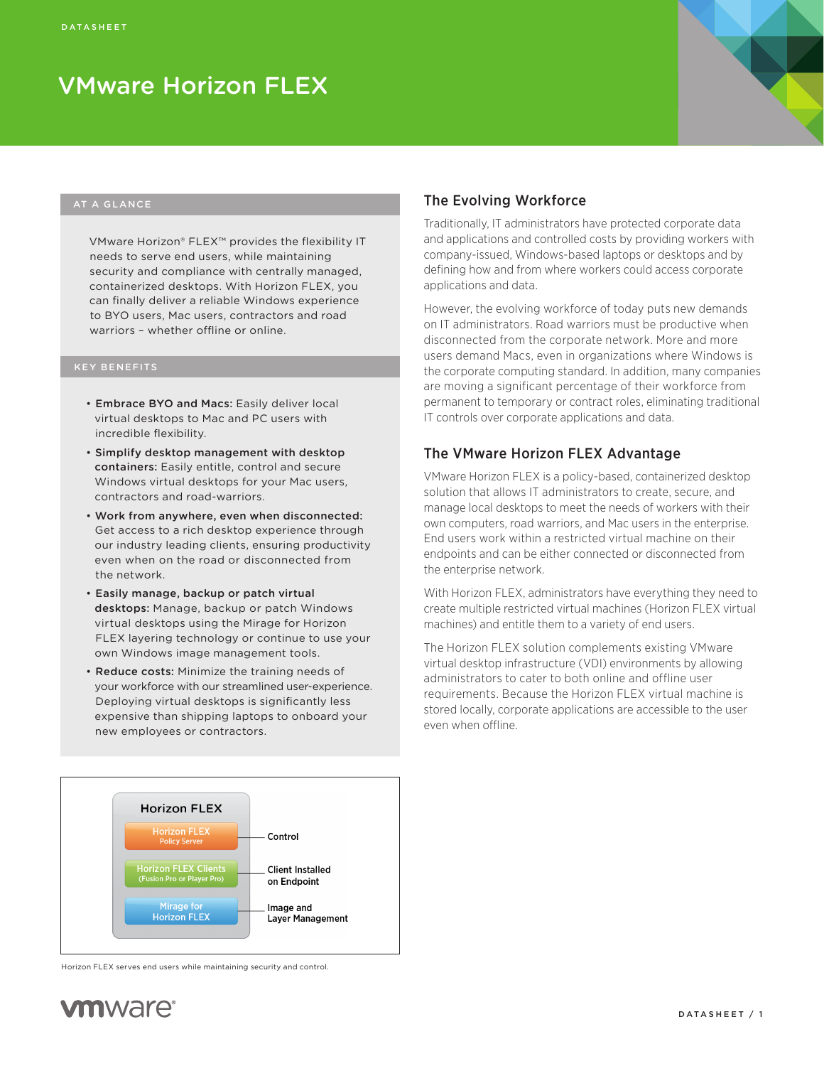DATASHEET

# VMware Horizon FLEX

## AT A GLANCE

VMware Horizon® FLEX™ provides the flexibility IT needs to serve end users, while maintaining security and compliance with centrally managed, containerized desktops. With Horizon FLEX, you can finally deliver a reliable Windows experience to BYO users, Mac users, contractors and road warriors – whether offline or online.

## KEY BENEFITS

- **Embrace BYO and Macs:** Easily deliver local virtual desktops to Mac and PC users with incredible flexibility.
- **Simplify desktop management with desktop containers:** Easily entitle, control and secure Windows virtual desktops for your Mac users, contractors and road-warriors.
- **Work from anywhere, even when disconnected:** Get access to a rich desktop experience through our industry leading clients, ensuring productivity even when on the road or disconnected from the network.
- **Easily manage, backup or patch virtual desktops:** Manage, backup or patch Windows virtual desktops using the Mirage for Horizon FLEX layering technology or continue to use your own Windows image management tools.
- **Reduce costs:** Minimize the training needs of your workforce with our streamlined user-experience. Deploying virtual desktops is significantly less expensive than shipping laptops to onboard your new employees or contractors.

| Horizon FLEX | |
|---|---|
| Horizon FLEX Policy Server | Control |
| Horizon FLEX Clients (Fusion Pro or Player Pro) | Client Installed on Endpoint |
| Mirage for Horizon FLEX | Image and Layer Management |

Horizon FLEX serves end users while maintaining security and control.

## The Evolving Workforce

Traditionally, IT administrators have protected corporate data and applications and controlled costs by providing workers with company-issued, Windows-based laptops or desktops and by defining how and from where workers could access corporate applications and data.

However, the evolving workforce of today puts new demands on IT administrators. Road warriors must be productive when disconnected from the corporate network. More and more users demand Macs, even in organizations where Windows is the corporate computing standard. In addition, many companies are moving a significant percentage of their workforce from permanent to temporary or contract roles, eliminating traditional IT controls over corporate applications and data.

## The VMware Horizon FLEX Advantage

VMware Horizon FLEX is a policy-based, containerized desktop solution that allows IT administrators to create, secure, and manage local desktops to meet the needs of workers with their own computers, road warriors, and Mac users in the enterprise. End users work within a restricted virtual machine on their endpoints and can be either connected or disconnected from the enterprise network.

With Horizon FLEX, administrators have everything they need to create multiple restricted virtual machines (Horizon FLEX virtual machines) and entitle them to a variety of end users.

The Horizon FLEX solution complements existing VMware virtual desktop infrastructure (VDI) environments by allowing administrators to cater to both online and offline user requirements. Because the Horizon FLEX virtual machine is stored locally, corporate applications are accessible to the user even when offline.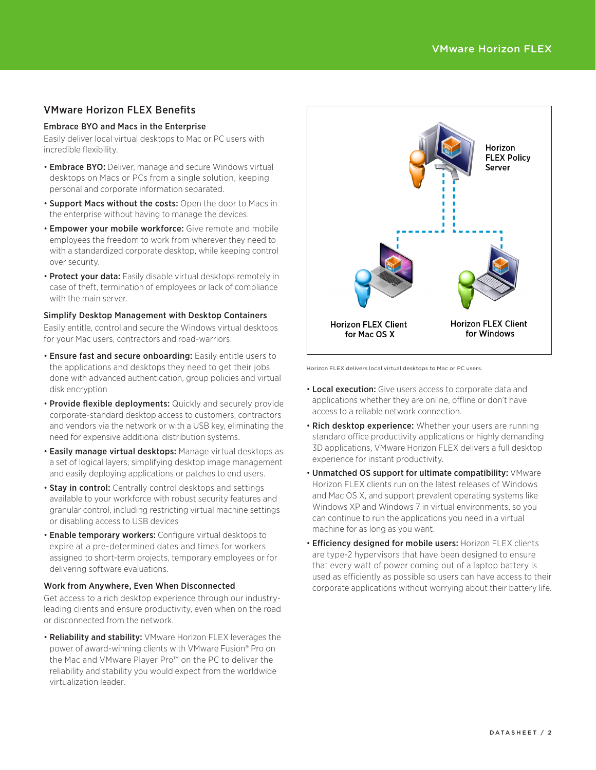## VMware Horizon FLEX Benefits

### Embrace BYO and Macs in the Enterprise

Easily deliver local virtual desktops to Mac or PC users with incredible flexibility.

- **Embrace BYO:** Deliver, manage and secure Windows virtual desktops on Macs or PCs from a single solution, keeping personal and corporate information separated.
- **Support Macs without the costs:** Open the door to Macs in the enterprise without having to manage the devices.
- **Empower your mobile workforce:** Give remote and mobile employees the freedom to work from wherever they need to with a standardized corporate desktop, while keeping control over security.
- **Protect your data:** Easily disable virtual desktops remotely in case of theft, termination of employees or lack of compliance with the main server.

### Simplify Desktop Management with Desktop Containers

Easily entitle, control and secure the Windows virtual desktops for your Mac users, contractors and road-warriors.

- **Ensure fast and secure onboarding:** Easily entitle users to the applications and desktops they need to get their jobs done with advanced authentication, group policies and virtual disk encryption
- **Provide flexible deployments:** Quickly and securely provide corporate-standard desktop access to customers, contractors and vendors via the network or with a USB key, eliminating the need for expensive additional distribution systems.
- **Easily manage virtual desktops:** Manage virtual desktops as a set of logical layers, simplifying desktop image management and easily deploying applications or patches to end users.
- **Stay in control:** Centrally control desktops and settings available to your workforce with robust security features and granular control, including restricting virtual machine settings or disabling access to USB devices
- **Enable temporary workers:** Configure virtual desktops to expire at a pre-determined dates and times for workers assigned to short-term projects, temporary employees or for delivering software evaluations.

### Work from Anywhere, Even When Disconnected

Get access to a rich desktop experience through our industry-leading clients and ensure productivity, even when on the road or disconnected from the network.

- **Reliability and stability:** VMware Horizon FLEX leverages the power of award-winning clients with VMware Fusion® Pro on the Mac and VMware Player Pro™ on the PC to deliver the reliability and stability you would expect from the worldwide virtualization leader.

Horizon FLEX Policy Server

Horizon FLEX Client for Mac OS X

Horizon FLEX Client for Windows

Horizon FLEX delivers local virtual desktops to Mac or PC users.

- **Local execution:** Give users access to corporate data and applications whether they are online, offline or don't have access to a reliable network connection.
- **Rich desktop experience:** Whether your users are running standard office productivity applications or highly demanding 3D applications, VMware Horizon FLEX delivers a full desktop experience for instant productivity.
- **Unmatched OS support for ultimate compatibility:** VMware Horizon FLEX clients run on the latest releases of Windows and Mac OS X, and support prevalent operating systems like Windows XP and Windows 7 in virtual environments, so you can continue to run the applications you need in a virtual machine for as long as you want.
- **Efficiency designed for mobile users:** Horizon FLEX clients are type-2 hypervisors that have been designed to ensure that every watt of power coming out of a laptop battery is used as efficiently as possible so users can have access to their corporate applications without worrying about their battery life.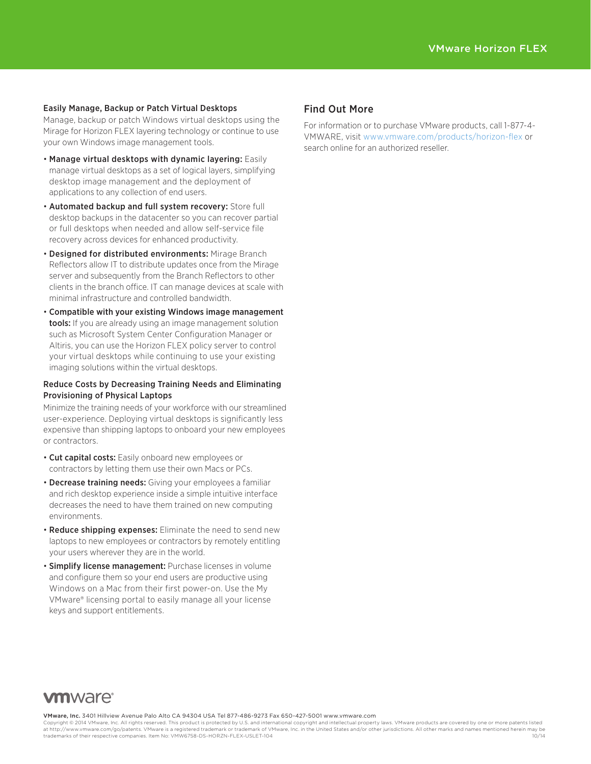### Easily Manage, Backup or Patch Virtual Desktops

Manage, backup or patch Windows virtual desktops using the Mirage for Horizon FLEX layering technology or continue to use your own Windows image management tools.

- **Manage virtual desktops with dynamic layering:** Easily manage virtual desktops as a set of logical layers, simplifying desktop image management and the deployment of applications to any collection of end users.
- **Automated backup and full system recovery:** Store full desktop backups in the datacenter so you can recover partial or full desktops when needed and allow self-service file recovery across devices for enhanced productivity.
- **Designed for distributed environments:** Mirage Branch Reflectors allow IT to distribute updates once from the Mirage server and subsequently from the Branch Reflectors to other clients in the branch office. IT can manage devices at scale with minimal infrastructure and controlled bandwidth.
- **Compatible with your existing Windows image management tools:** If you are already using an image management solution such as Microsoft System Center Configuration Manager or Altiris, you can use the Horizon FLEX policy server to control your virtual desktops while continuing to use your existing imaging solutions within the virtual desktops.

### Reduce Costs by Decreasing Training Needs and Eliminating Provisioning of Physical Laptops

Minimize the training needs of your workforce with our streamlined user-experience. Deploying virtual desktops is significantly less expensive than shipping laptops to onboard your new employees or contractors.

- **Cut capital costs:** Easily onboard new employees or contractors by letting them use their own Macs or PCs.
- **Decrease training needs:** Giving your employees a familiar and rich desktop experience inside a simple intuitive interface decreases the need to have them trained on new computing environments.
- **Reduce shipping expenses:** Eliminate the need to send new laptops to new employees or contractors by remotely entitling your users wherever they are in the world.
- **Simplify license management:** Purchase licenses in volume and configure them so your end users are productive using Windows on a Mac from their first power-on. Use the My VMware® licensing portal to easily manage all your license keys and support entitlements.

## Find Out More

For information or to purchase VMware products, call 1-877-4-VMWARE, visit www.vmware.com/products/horizon-flex or search online for an authorized reseller.

**VMware, Inc.** 3401 Hillview Avenue Palo Alto CA 94304 USA Tel 877-486-9273 Fax 650-427-5001 www.vmware.com
Copyright © 2014 VMware, Inc. All rights reserved. This product is protected by U.S. and international copyright and intellectual property laws. VMware products are covered by one or more patents listed at http://www.vmware.com/go/patents. VMware is a registered trademark or trademark of VMware, Inc. in the United States and/or other jurisdictions. All other marks and names mentioned herein may be trademarks of their respective companies. Item No: VMW6758-DS-HORZN-FLEX-USLET-104 10/14